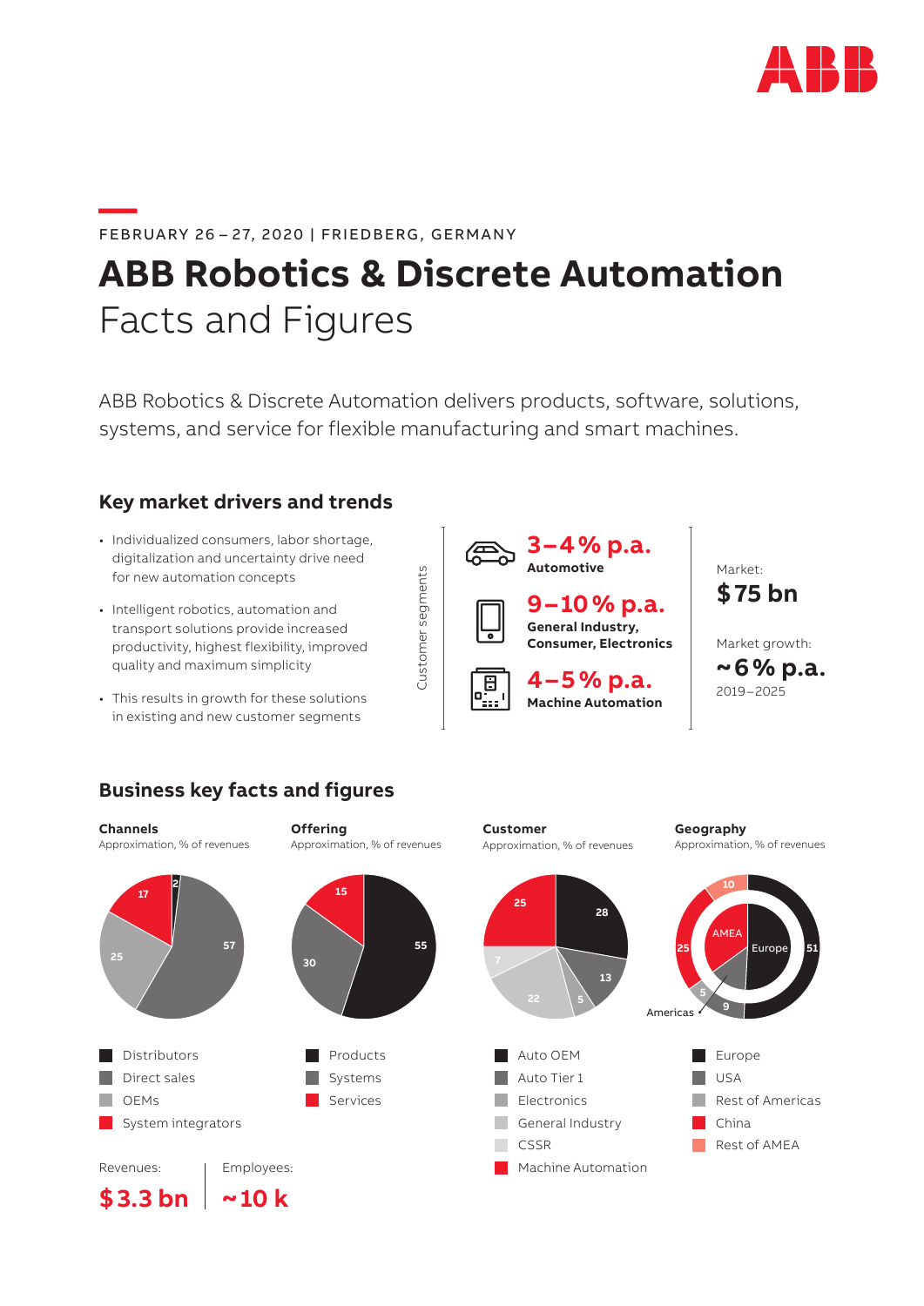FEBRUARY 26 – 27, 2020 | FRIEDBERG, GERMANY

# ABB Robotics & Discrete Automation
## Facts and Figures

ABB Robotics & Discrete Automation delivers products, software, solutions, systems, and service for flexible manufacturing and smart machines.

### Key market drivers and trends

- Individualized consumers, labor shortage, digitalization and uncertainty drive need for new automation concepts
- Intelligent robotics, automation and transport solutions provide increased productivity, highest flexibility, improved quality and maximum simplicity
- This results in growth for these solutions in existing and new customer segments

Customer segments

**3 – 4 % p.a.**
**Automotive**

**9 – 10 % p.a.**
**General Industry, Consumer, Electronics**

**4 – 5 % p.a.**
**Machine Automation**

Market:
**$ 75 bn**

Market growth:
**~ 6 % p.a.**
2019 – 2025

### Business key facts and figures

**Channels**
Approximation, % of revenues

| Channel | % |
|---|---|
| Distributors | 2 |
| Direct sales | 57 |
| OEMs | 25 |
| System integrators | 17 |

**Offering**
Approximation, % of revenues

| Offering | % |
|---|---|
| Products | 55 |
| Systems | 30 |
| Services | 15 |

**Customer**
Approximation, % of revenues

| Customer | % |
|---|---|
| Auto OEM | 28 |
| Auto Tier 1 | 13 |
| Electronics | 5 |
| General Industry | 22 |
| CSSR | 7 |
| Machine Automation | 25 |

**Geography**
Approximation, % of revenues

| Geography | % |
|---|---|
| Europe | 51 |
| USA | 9 |
| Rest of Americas | 5 |
| China | 25 |
| Rest of AMEA | 10 |

Europe, Americas, AMEA

Revenues:
**$ 3.3 bn**

Employees:
**~ 10 k**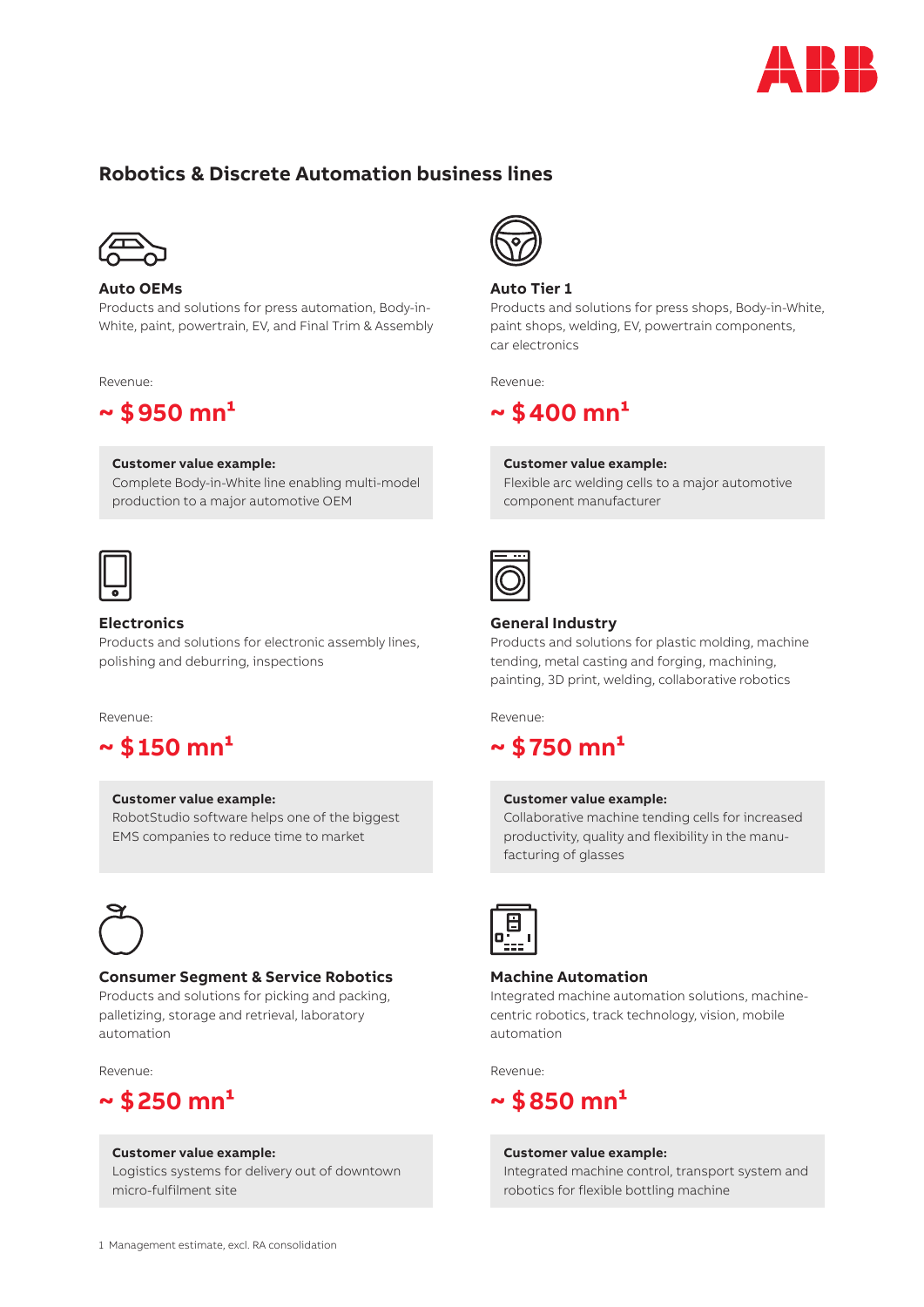# Robotics & Discrete Automation business lines

### Auto OEMs

Products and solutions for press automation, Body-in-White, paint, powertrain, EV, and Final Trim & Assembly

Revenue:

**~ $950 mn[1]**

**Customer value example:**
Complete Body-in-White line enabling multi-model production to a major automotive OEM

### Auto Tier 1

Products and solutions for press shops, Body-in-White, paint shops, welding, EV, powertrain components, car electronics

Revenue:

**~ $400 mn[1]**

**Customer value example:**
Flexible arc welding cells to a major automotive component manufacturer

### Electronics

Products and solutions for electronic assembly lines, polishing and deburring, inspections

Revenue:

**~ $150 mn[1]**

**Customer value example:**
RobotStudio software helps one of the biggest EMS companies to reduce time to market

### General Industry

Products and solutions for plastic molding, machine tending, metal casting and forging, machining, painting, 3D print, welding, collaborative robotics

Revenue:

**~ $750 mn[1]**

**Customer value example:**
Collaborative machine tending cells for increased productivity, quality and flexibility in the manufacturing of glasses

### Consumer Segment & Service Robotics

Products and solutions for picking and packing, palletizing, storage and retrieval, laboratory automation

Revenue:

**~ $250 mn[1]**

**Customer value example:**
Logistics systems for delivery out of downtown micro-fulfilment site

### Machine Automation

Integrated machine automation solutions, machine-centric robotics, track technology, vision, mobile automation

Revenue:

**~ $850 mn[1]**

**Customer value example:**
Integrated machine control, transport system and robotics for flexible bottling machine

1 Management estimate, excl. RA consolidation